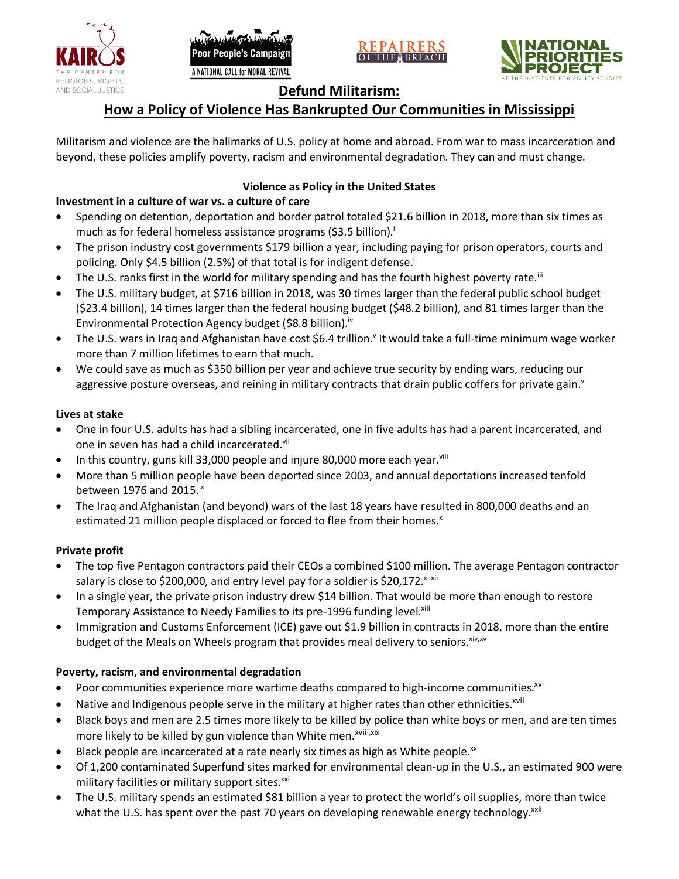# Defund Militarism:

## How a Policy of Violence Has Bankrupted Our Communities in Mississippi

Militarism and violence are the hallmarks of U.S. policy at home and abroad. From war to mass incarceration and beyond, these policies amplify poverty, racism and environmental degradation. They can and must change.

### Violence as Policy in the United States

**Investment in a culture of war vs. a culture of care**

- Spending on detention, deportation and border patrol totaled $21.6 billion in 2018, more than six times as much as for federal homeless assistance programs ($3.5 billion).[i]
- The prison industry cost governments $179 billion a year, including paying for prison operators, courts and policing. Only $4.5 billion (2.5%) of that total is for indigent defense.[ii]
- The U.S. ranks first in the world for military spending and has the fourth highest poverty rate.[iii]
- The U.S. military budget, at $716 billion in 2018, was 30 times larger than the federal public school budget ($23.4 billion), 14 times larger than the federal housing budget ($48.2 billion), and 81 times larger than the Environmental Protection Agency budget ($8.8 billion).[iv]
- The U.S. wars in Iraq and Afghanistan have cost $6.4 trillion.[v] It would take a full-time minimum wage worker more than 7 million lifetimes to earn that much.
- We could save as much as $350 billion per year and achieve true security by ending wars, reducing our aggressive posture overseas, and reining in military contracts that drain public coffers for private gain.[vi]

**Lives at stake**

- One in four U.S. adults has had a sibling incarcerated, one in five adults has had a parent incarcerated, and one in seven has had a child incarcerated.[vii]
- In this country, guns kill 33,000 people and injure 80,000 more each year.[viii]
- More than 5 million people have been deported since 2003, and annual deportations increased tenfold between 1976 and 2015.[ix]
- The Iraq and Afghanistan (and beyond) wars of the last 18 years have resulted in 800,000 deaths and an estimated 21 million people displaced or forced to flee from their homes.[x]

**Private profit**

- The top five Pentagon contractors paid their CEOs a combined $100 million. The average Pentagon contractor salary is close to $200,000, and entry level pay for a soldier is $20,172.[xi,xii]
- In a single year, the private prison industry drew $14 billion. That would be more than enough to restore Temporary Assistance to Needy Families to its pre-1996 funding level.[xiii]
- Immigration and Customs Enforcement (ICE) gave out $1.9 billion in contracts in 2018, more than the entire budget of the Meals on Wheels program that provides meal delivery to seniors.[xiv,xv]

**Poverty, racism, and environmental degradation**

- Poor communities experience more wartime deaths compared to high-income communities.[xvi]
- Native and Indigenous people serve in the military at higher rates than other ethnicities.[xvii]
- Black boys and men are 2.5 times more likely to be killed by police than white boys or men, and are ten times more likely to be killed by gun violence than White men.[xviii,xix]
- Black people are incarcerated at a rate nearly six times as high as White people.[xx]
- Of 1,200 contaminated Superfund sites marked for environmental clean-up in the U.S., an estimated 900 were military facilities or military support sites.[xxi]
- The U.S. military spends an estimated $81 billion a year to protect the world's oil supplies, more than twice what the U.S. has spent over the past 70 years on developing renewable energy technology.[xxii]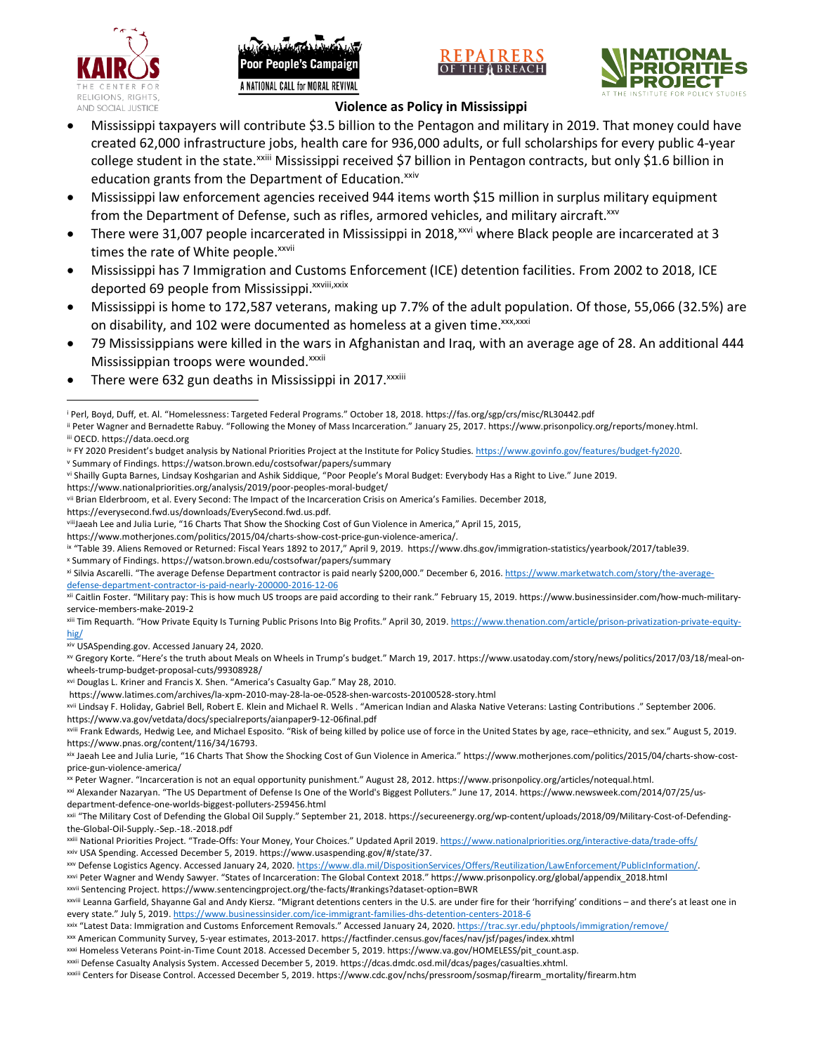## Violence as Policy in Mississippi

- Mississippi taxpayers will contribute $3.5 billion to the Pentagon and military in 2019. That money could have created 62,000 infrastructure jobs, health care for 936,000 adults, or full scholarships for every public 4-year college student in the state.[xxiii] Mississippi received $7 billion in Pentagon contracts, but only $1.6 billion in education grants from the Department of Education.[xxiv]
- Mississippi law enforcement agencies received 944 items worth $15 million in surplus military equipment from the Department of Defense, such as rifles, armored vehicles, and military aircraft.[xxv]
- There were 31,007 people incarcerated in Mississippi in 2018,[xxvi] where Black people are incarcerated at 3 times the rate of White people.[xxvii]
- Mississippi has 7 Immigration and Customs Enforcement (ICE) detention facilities. From 2002 to 2018, ICE deported 69 people from Mississippi.[xxviii,xxix]
- Mississippi is home to 172,587 veterans, making up 7.7% of the adult population. Of those, 55,066 (32.5%) are on disability, and 102 were documented as homeless at a given time.[xxx,xxxi]
- 79 Mississippians were killed in the wars in Afghanistan and Iraq, with an average age of 28. An additional 444 Mississippian troops were wounded.[xxxii]
- There were 632 gun deaths in Mississippi in 2017.[xxxiii]

---

[i] Perl, Boyd, Duff, et. Al. "Homelessness: Targeted Federal Programs." October 18, 2018. https://fas.org/sgp/crs/misc/RL30442.pdf

[ii] Peter Wagner and Bernadette Rabuy. "Following the Money of Mass Incarceration." January 25, 2017. https://www.prisonpolicy.org/reports/money.html.

[iii] OECD. https://data.oecd.org

[iv] FY 2020 President's budget analysis by National Priorities Project at the Institute for Policy Studies. https://www.govinfo.gov/features/budget-fy2020.

[v] Summary of Findings. https://watson.brown.edu/costsofwar/papers/summary

[vi] Shailly Gupta Barnes, Lindsay Koshgarian and Ashik Siddique, "Poor People's Moral Budget: Everybody Has a Right to Live." June 2019. https://www.nationalpriorities.org/analysis/2019/poor-peoples-moral-budget/

[vii] Brian Elderbroom, et al. Every Second: The Impact of the Incarceration Crisis on America's Families. December 2018, https://everysecond.fwd.us/downloads/EverySecond.fwd.us.pdf.

[viii] Jaeah Lee and Julia Lurie, "16 Charts That Show the Shocking Cost of Gun Violence in America," April 15, 2015, https://www.motherjones.com/politics/2015/04/charts-show-cost-price-gun-violence-america/.

[ix] "Table 39. Aliens Removed or Returned: Fiscal Years 1892 to 2017," April 9, 2019. https://www.dhs.gov/immigration-statistics/yearbook/2017/table39.

[x] Summary of Findings. https://watson.brown.edu/costsofwar/papers/summary

[xi] Silvia Ascarelli. "The average Defense Department contractor is paid nearly $200,000." December 6, 2016. https://www.marketwatch.com/story/the-average-defense-department-contractor-is-paid-nearly-200000-2016-12-06

[xii] Caitlin Foster. "Military pay: This is how much US troops are paid according to their rank." February 15, 2019. https://www.businessinsider.com/how-much-military-service-members-make-2019-2

[xiii] Tim Requarth. "How Private Equity Is Turning Public Prisons Into Big Profits." April 30, 2019. https://www.thenation.com/article/prison-privatization-private-equity-hig/

[xiv] USASpending.gov. Accessed January 24, 2020.

[xv] Gregory Korte. "Here's the truth about Meals on Wheels in Trump's budget." March 19, 2017. https://www.usatoday.com/story/news/politics/2017/03/18/meal-on-wheels-trump-budget-proposal-cuts/99308928/

[xvi] Douglas L. Kriner and Francis X. Shen. "America's Casualty Gap." May 28, 2010. https://www.latimes.com/archives/la-xpm-2010-may-28-la-oe-0528-shen-warcosts-20100528-story.html

[xvii] Lindsay F. Holiday, Gabriel Bell, Robert E. Klein and Michael R. Wells . "American Indian and Alaska Native Veterans: Lasting Contributions ." September 2006. https://www.va.gov/vetdata/docs/specialreports/aianpaper9-12-06final.pdf

[xviii] Frank Edwards, Hedwig Lee, and Michael Esposito. "Risk of being killed by police use of force in the United States by age, race–ethnicity, and sex." August 5, 2019. https://www.pnas.org/content/116/34/16793.

[xix] Jaeah Lee and Julia Lurie, "16 Charts That Show the Shocking Cost of Gun Violence in America." https://www.motherjones.com/politics/2015/04/charts-show-cost-price-gun-violence-america/

[xx] Peter Wagner. "Incarceration is not an equal opportunity punishment." August 28, 2012. https://www.prisonpolicy.org/articles/notequal.html.

[xxi] Alexander Nazaryan. "The US Department of Defense Is One of the World's Biggest Polluters." June 17, 2014. https://www.newsweek.com/2014/07/25/us-department-defence-one-worlds-biggest-polluters-259456.html

[xxii] "The Military Cost of Defending the Global Oil Supply." September 21, 2018. https://secureenergy.org/wp-content/uploads/2018/09/Military-Cost-of-Defending-the-Global-Oil-Supply.-Sep.-18.-2018.pdf

[xxiii] National Priorities Project. "Trade-Offs: Your Money, Your Choices." Updated April 2019. https://www.nationalpriorities.org/interactive-data/trade-offs/

[xxiv] USA Spending. Accessed December 5, 2019. https://www.usaspending.gov/#/state/37.

[xxv] Defense Logistics Agency. Accessed January 24, 2020. https://www.dla.mil/DispositionServices/Offers/Reutilization/LawEnforcement/PublicInformation/.

[xxvi] Peter Wagner and Wendy Sawyer. "States of Incarceration: The Global Context 2018." https://www.prisonpolicy.org/global/appendix_2018.html

[xxvii] Sentencing Project. https://www.sentencingproject.org/the-facts/#rankings?dataset-option=BWR

[xxviii] Leanna Garfield, Shayanne Gal and Andy Kiersz. "Migrant detentions centers in the U.S. are under fire for their 'horrifying' conditions – and there's at least one in every state." July 5, 2019. https://www.businessinsider.com/ice-immigrant-families-dhs-detention-centers-2018-6

[xxix] "Latest Data: Immigration and Customs Enforcement Removals." Accessed January 24, 2020. https://trac.syr.edu/phptools/immigration/remove/

[xxx] American Community Survey, 5-year estimates, 2013-2017. https://factfinder.census.gov/faces/nav/jsf/pages/index.xhtml

[xxxi] Homeless Veterans Point-in-Time Count 2018. Accessed December 5, 2019. https://www.va.gov/HOMELESS/pit_count.asp.

[xxxii] Defense Casualty Analysis System. Accessed December 5, 2019. https://dcas.dmdc.osd.mil/dcas/pages/casualties.xhtml.

[xxxiii] Centers for Disease Control. Accessed December 5, 2019. https://www.cdc.gov/nchs/pressroom/sosmap/firearm_mortality/firearm.htm